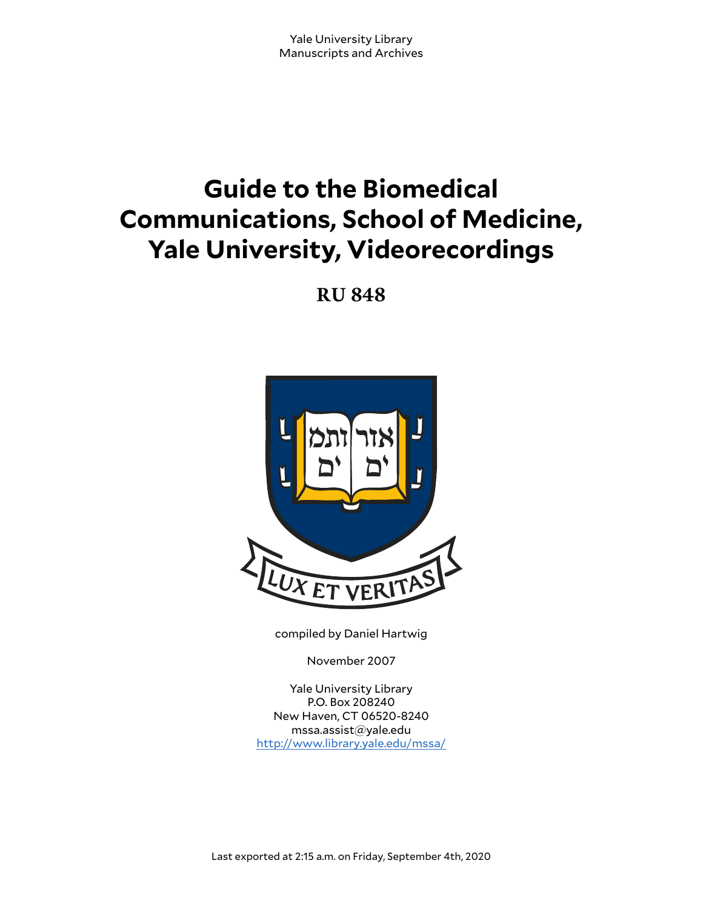Yale University Library
Manuscripts and Archives

# Guide to the Biomedical Communications, School of Medicine, Yale University, Videorecordings

## RU 848

compiled by Daniel Hartwig

November 2007

Yale University Library
P.O. Box 208240
New Haven, CT 06520-8240
mssa.assist@yale.edu
http://www.library.yale.edu/mssa/

Last exported at 2:15 a.m. on Friday, September 4th, 2020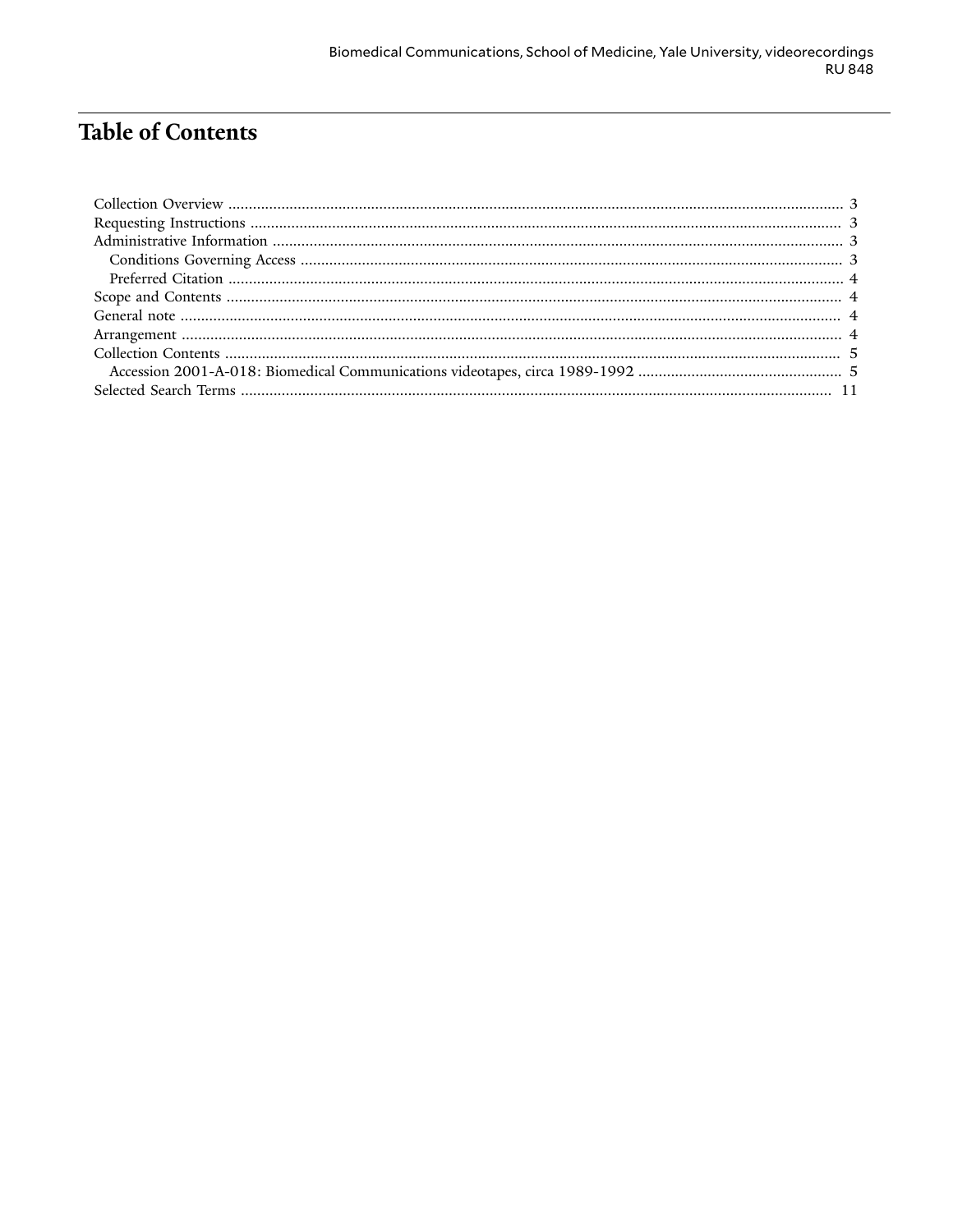# Table of Contents

- Collection Overview ..... 3
- Requesting Instructions ..... 3
- Administrative Information ..... 3
  - Conditions Governing Access ..... 3
  - Preferred Citation ..... 4
- Scope and Contents ..... 4
- General note ..... 4
- Arrangement ..... 4
- Collection Contents ..... 5
  - Accession 2001-A-018: Biomedical Communications videotapes, circa 1989-1992 ..... 5
- Selected Search Terms ..... 11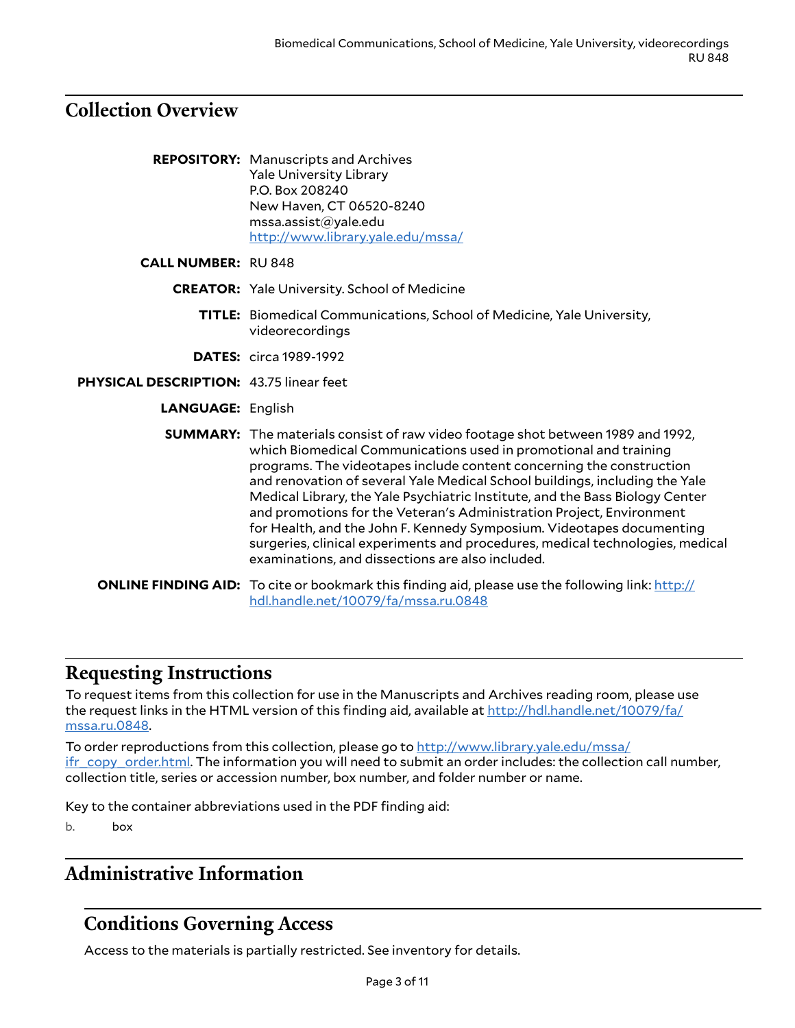## Collection Overview

**REPOSITORY:** Manuscripts and Archives
Yale University Library
P.O. Box 208240
New Haven, CT 06520-8240
mssa.assist@yale.edu
http://www.library.yale.edu/mssa/

**CALL NUMBER:** RU 848

**CREATOR:** Yale University. School of Medicine

**TITLE:** Biomedical Communications, School of Medicine, Yale University, videorecordings

**DATES:** circa 1989-1992

**PHYSICAL DESCRIPTION:** 43.75 linear feet

**LANGUAGE:** English

**SUMMARY:** The materials consist of raw video footage shot between 1989 and 1992, which Biomedical Communications used in promotional and training programs. The videotapes include content concerning the construction and renovation of several Yale Medical School buildings, including the Yale Medical Library, the Yale Psychiatric Institute, and the Bass Biology Center and promotions for the Veteran's Administration Project, Environment for Health, and the John F. Kennedy Symposium. Videotapes documenting surgeries, clinical experiments and procedures, medical technologies, medical examinations, and dissections are also included.

**ONLINE FINDING AID:** To cite or bookmark this finding aid, please use the following link: http://hdl.handle.net/10079/fa/mssa.ru.0848

## Requesting Instructions

To request items from this collection for use in the Manuscripts and Archives reading room, please use the request links in the HTML version of this finding aid, available at http://hdl.handle.net/10079/fa/mssa.ru.0848.

To order reproductions from this collection, please go to http://www.library.yale.edu/mssa/ifr_copy_order.html. The information you will need to submit an order includes: the collection call number, collection title, series or accession number, box number, and folder number or name.

Key to the container abbreviations used in the PDF finding aid:

b. box

## Administrative Information

### Conditions Governing Access

Access to the materials is partially restricted. See inventory for details.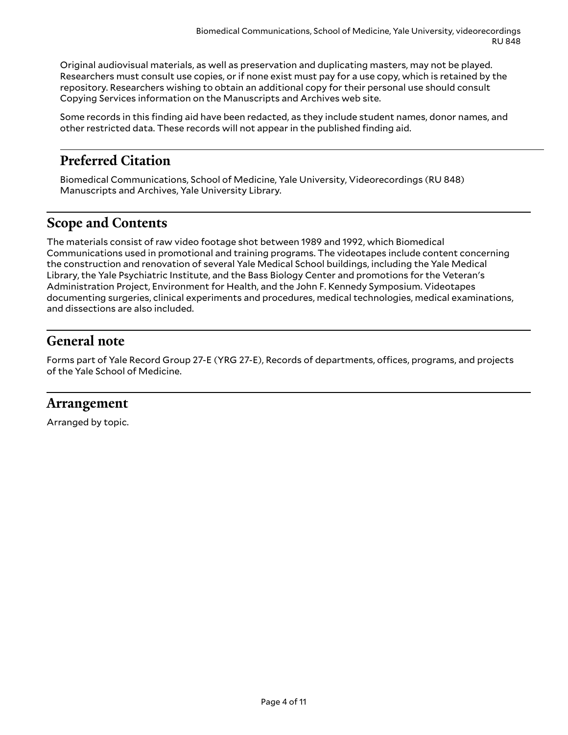Original audiovisual materials, as well as preservation and duplicating masters, may not be played. Researchers must consult use copies, or if none exist must pay for a use copy, which is retained by the repository. Researchers wishing to obtain an additional copy for their personal use should consult Copying Services information on the Manuscripts and Archives web site.

Some records in this finding aid have been redacted, as they include student names, donor names, and other restricted data. These records will not appear in the published finding aid.

## Preferred Citation

Biomedical Communications, School of Medicine, Yale University, Videorecordings (RU 848) Manuscripts and Archives, Yale University Library.

## Scope and Contents

The materials consist of raw video footage shot between 1989 and 1992, which Biomedical Communications used in promotional and training programs. The videotapes include content concerning the construction and renovation of several Yale Medical School buildings, including the Yale Medical Library, the Yale Psychiatric Institute, and the Bass Biology Center and promotions for the Veteran's Administration Project, Environment for Health, and the John F. Kennedy Symposium. Videotapes documenting surgeries, clinical experiments and procedures, medical technologies, medical examinations, and dissections are also included.

## General note

Forms part of Yale Record Group 27-E (YRG 27-E), Records of departments, offices, programs, and projects of the Yale School of Medicine.

## Arrangement

Arranged by topic.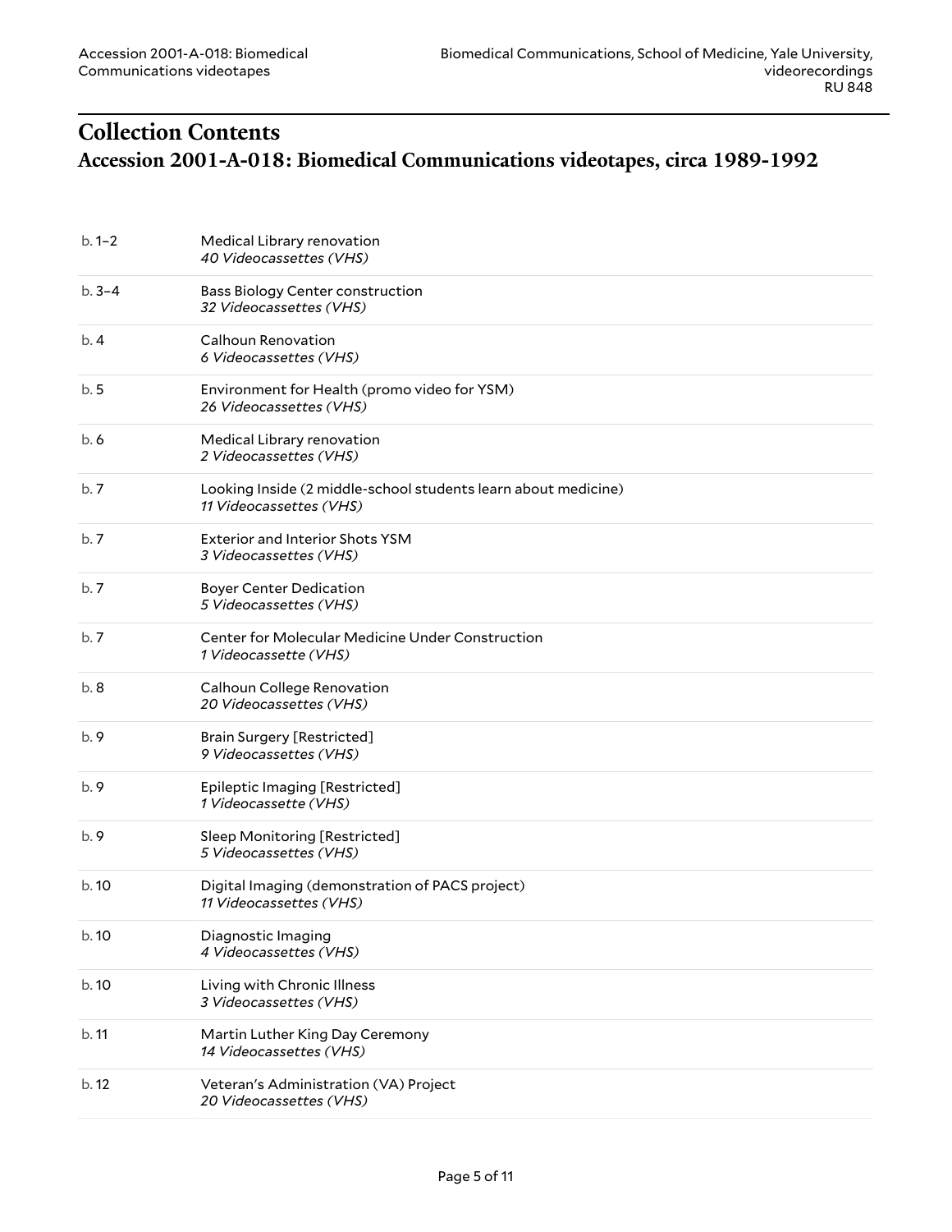## Collection Contents

### Accession 2001-A-018: Biomedical Communications videotapes, circa 1989-1992

| | |
|---|---|
| b. 1–2 | Medical Library renovation<br>*40 Videocassettes (VHS)* |
| b. 3–4 | Bass Biology Center construction<br>*32 Videocassettes (VHS)* |
| b. 4 | Calhoun Renovation<br>*6 Videocassettes (VHS)* |
| b. 5 | Environment for Health (promo video for YSM)<br>*26 Videocassettes (VHS)* |
| b. 6 | Medical Library renovation<br>*2 Videocassettes (VHS)* |
| b. 7 | Looking Inside (2 middle-school students learn about medicine)<br>*11 Videocassettes (VHS)* |
| b. 7 | Exterior and Interior Shots YSM<br>*3 Videocassettes (VHS)* |
| b. 7 | Boyer Center Dedication<br>*5 Videocassettes (VHS)* |
| b. 7 | Center for Molecular Medicine Under Construction<br>*1 Videocassette (VHS)* |
| b. 8 | Calhoun College Renovation<br>*20 Videocassettes (VHS)* |
| b. 9 | Brain Surgery [Restricted]<br>*9 Videocassettes (VHS)* |
| b. 9 | Epileptic Imaging [Restricted]<br>*1 Videocassette (VHS)* |
| b. 9 | Sleep Monitoring [Restricted]<br>*5 Videocassettes (VHS)* |
| b. 10 | Digital Imaging (demonstration of PACS project)<br>*11 Videocassettes (VHS)* |
| b. 10 | Diagnostic Imaging<br>*4 Videocassettes (VHS)* |
| b. 10 | Living with Chronic Illness<br>*3 Videocassettes (VHS)* |
| b. 11 | Martin Luther King Day Ceremony<br>*14 Videocassettes (VHS)* |
| b. 12 | Veteran's Administration (VA) Project<br>*20 Videocassettes (VHS)* |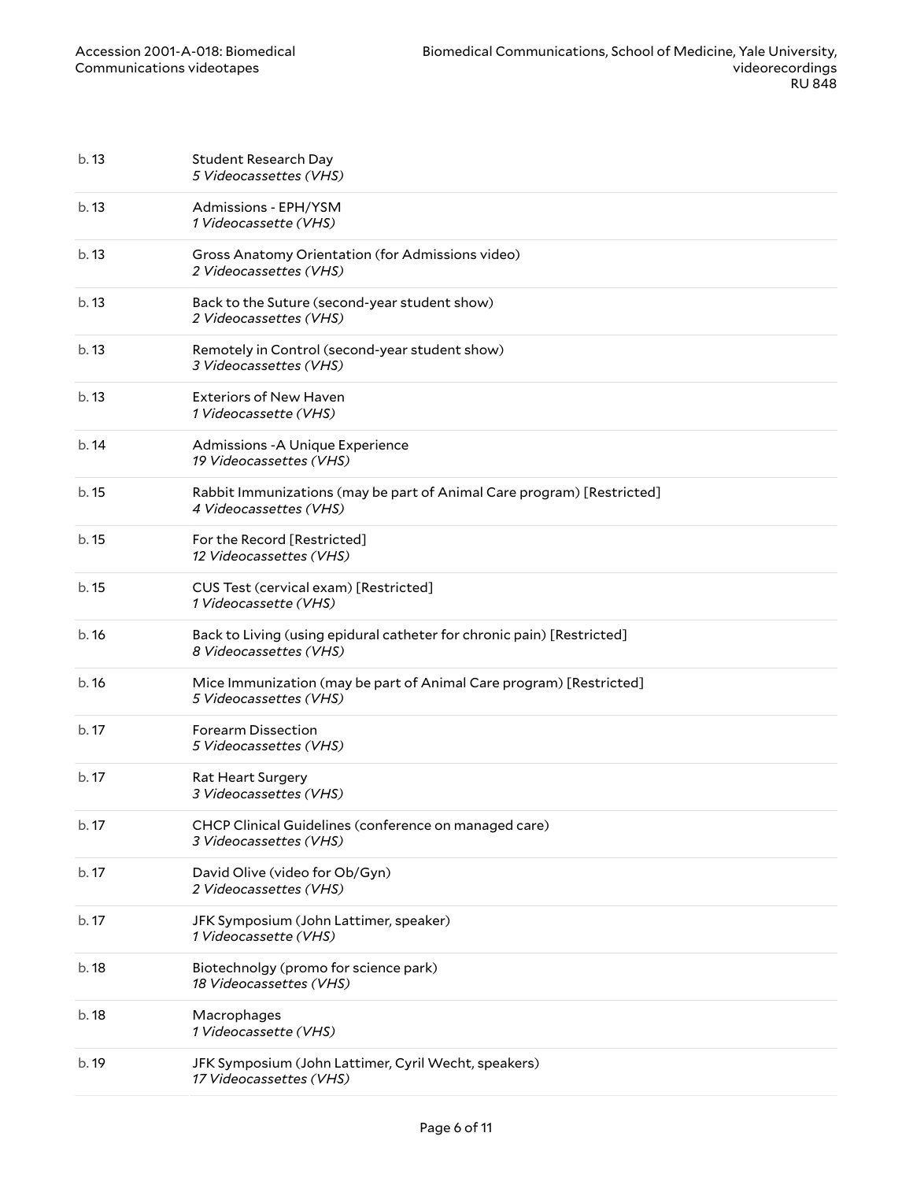| | |
|---|---|
| b. 13 | Student Research Day<br>*5 Videocassettes (VHS)* |
| b. 13 | Admissions - EPH/YSM<br>*1 Videocassette (VHS)* |
| b. 13 | Gross Anatomy Orientation (for Admissions video)<br>*2 Videocassettes (VHS)* |
| b. 13 | Back to the Suture (second-year student show)<br>*2 Videocassettes (VHS)* |
| b. 13 | Remotely in Control (second-year student show)<br>*3 Videocassettes (VHS)* |
| b. 13 | Exteriors of New Haven<br>*1 Videocassette (VHS)* |
| b. 14 | Admissions -A Unique Experience<br>*19 Videocassettes (VHS)* |
| b. 15 | Rabbit Immunizations (may be part of Animal Care program) [Restricted]<br>*4 Videocassettes (VHS)* |
| b. 15 | For the Record [Restricted]<br>*12 Videocassettes (VHS)* |
| b. 15 | CUS Test (cervical exam) [Restricted]<br>*1 Videocassette (VHS)* |
| b. 16 | Back to Living (using epidural catheter for chronic pain) [Restricted]<br>*8 Videocassettes (VHS)* |
| b. 16 | Mice Immunization (may be part of Animal Care program) [Restricted]<br>*5 Videocassettes (VHS)* |
| b. 17 | Forearm Dissection<br>*5 Videocassettes (VHS)* |
| b. 17 | Rat Heart Surgery<br>*3 Videocassettes (VHS)* |
| b. 17 | CHCP Clinical Guidelines (conference on managed care)<br>*3 Videocassettes (VHS)* |
| b. 17 | David Olive (video for Ob/Gyn)<br>*2 Videocassettes (VHS)* |
| b. 17 | JFK Symposium (John Lattimer, speaker)<br>*1 Videocassette (VHS)* |
| b. 18 | Biotechnolgy (promo for science park)<br>*18 Videocassettes (VHS)* |
| b. 18 | Macrophages<br>*1 Videocassette (VHS)* |
| b. 19 | JFK Symposium (John Lattimer, Cyril Wecht, speakers)<br>*17 Videocassettes (VHS)* |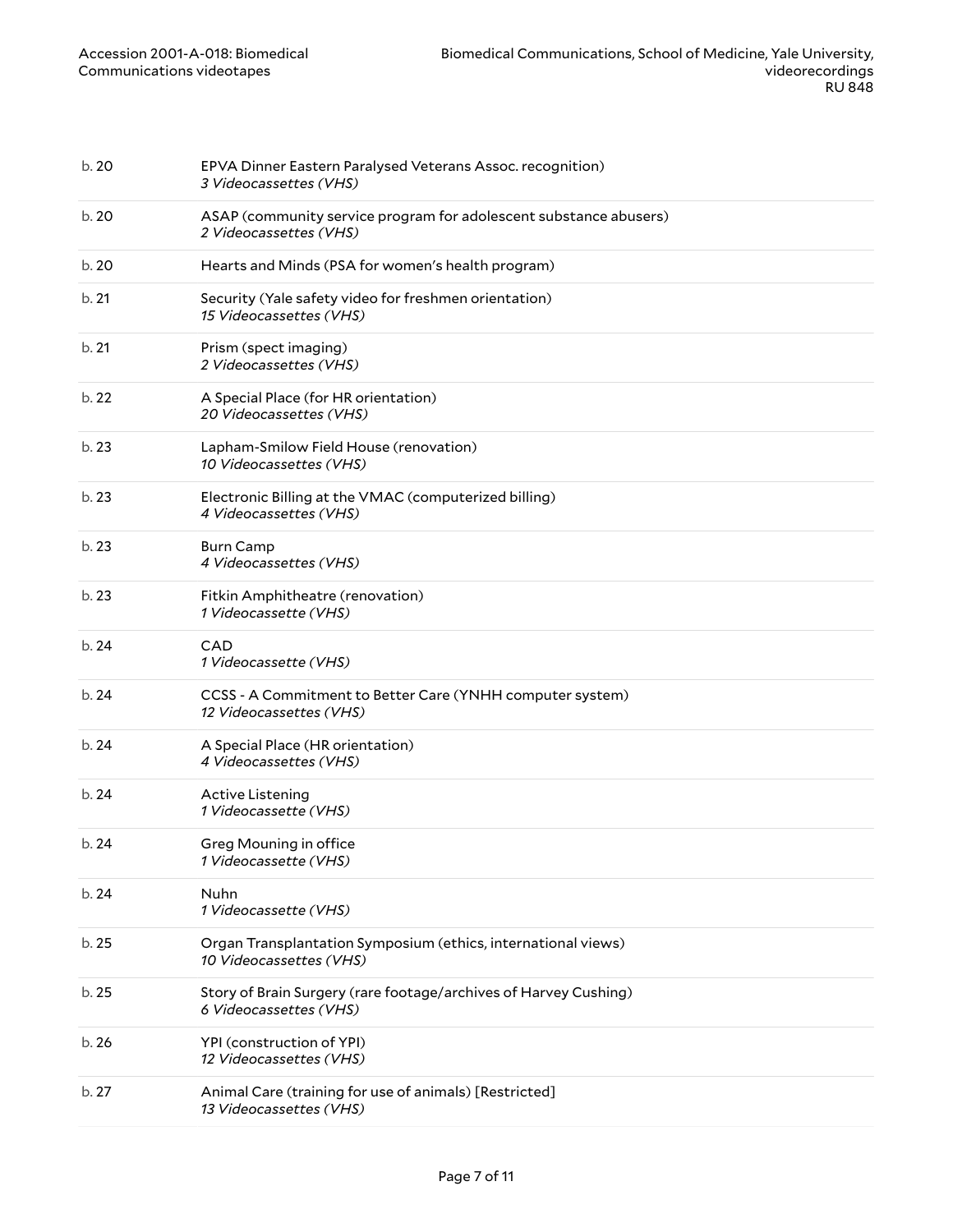| | |
|---|---|
| b. 20 | EPVA Dinner Eastern Paralysed Veterans Assoc. recognition)<br>*3 Videocassettes (VHS)* |
| b. 20 | ASAP (community service program for adolescent substance abusers)<br>*2 Videocassettes (VHS)* |
| b. 20 | Hearts and Minds (PSA for women's health program) |
| b. 21 | Security (Yale safety video for freshmen orientation)<br>*15 Videocassettes (VHS)* |
| b. 21 | Prism (spect imaging)<br>*2 Videocassettes (VHS)* |
| b. 22 | A Special Place (for HR orientation)<br>*20 Videocassettes (VHS)* |
| b. 23 | Lapham-Smilow Field House (renovation)<br>*10 Videocassettes (VHS)* |
| b. 23 | Electronic Billing at the VMAC (computerized billing)<br>*4 Videocassettes (VHS)* |
| b. 23 | Burn Camp<br>*4 Videocassettes (VHS)* |
| b. 23 | Fitkin Amphitheatre (renovation)<br>*1 Videocassette (VHS)* |
| b. 24 | CAD<br>*1 Videocassette (VHS)* |
| b. 24 | CCSS - A Commitment to Better Care (YNHH computer system)<br>*12 Videocassettes (VHS)* |
| b. 24 | A Special Place (HR orientation)<br>*4 Videocassettes (VHS)* |
| b. 24 | Active Listening<br>*1 Videocassette (VHS)* |
| b. 24 | Greg Mouning in office<br>*1 Videocassette (VHS)* |
| b. 24 | Nuhn<br>*1 Videocassette (VHS)* |
| b. 25 | Organ Transplantation Symposium (ethics, international views)<br>*10 Videocassettes (VHS)* |
| b. 25 | Story of Brain Surgery (rare footage/archives of Harvey Cushing)<br>*6 Videocassettes (VHS)* |
| b. 26 | YPI (construction of YPI)<br>*12 Videocassettes (VHS)* |
| b. 27 | Animal Care (training for use of animals) [Restricted]<br>*13 Videocassettes (VHS)* |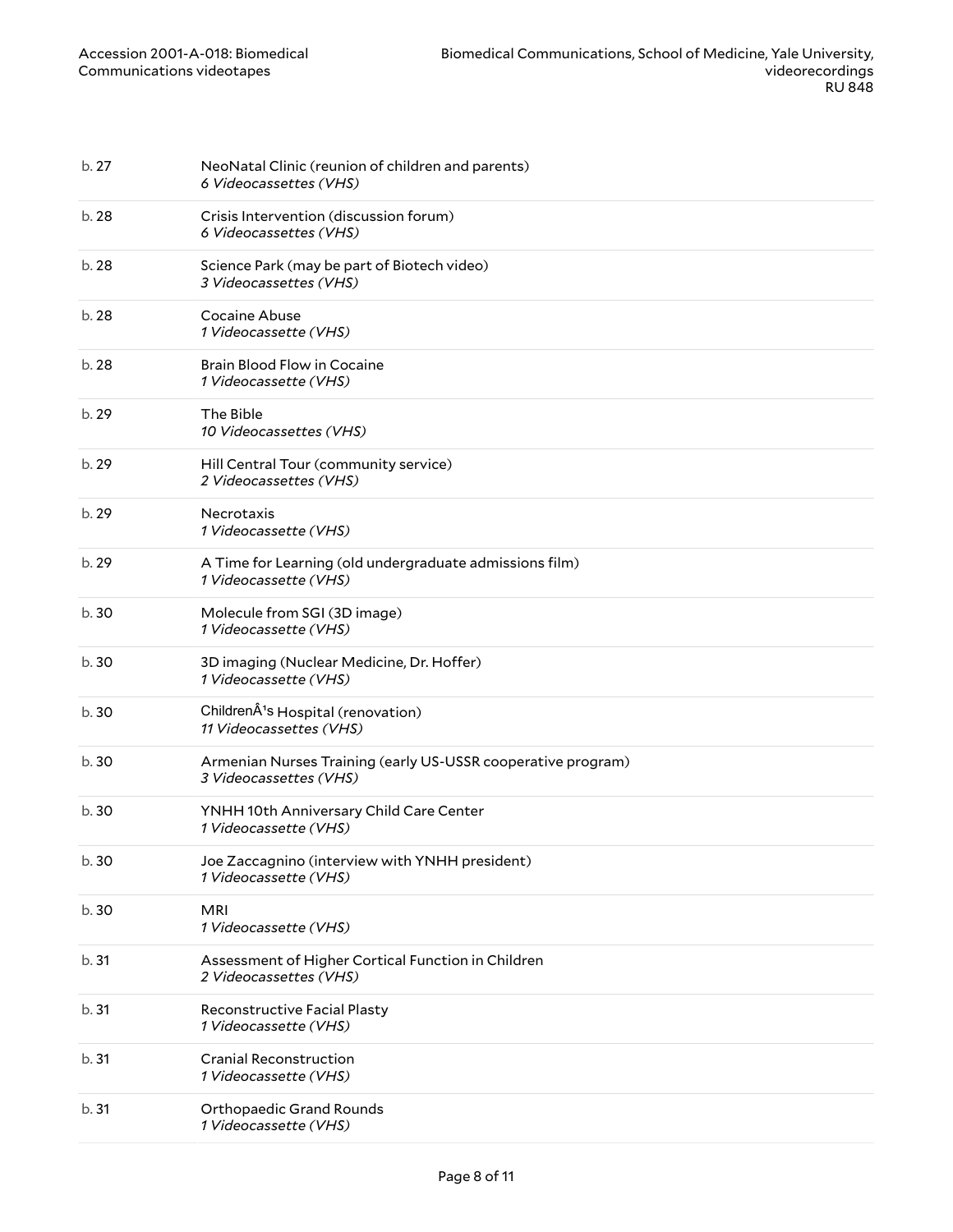| | |
|---|---|
| b. 27 | NeoNatal Clinic (reunion of children and parents)<br>*6 Videocassettes (VHS)* |
| b. 28 | Crisis Intervention (discussion forum)<br>*6 Videocassettes (VHS)* |
| b. 28 | Science Park (may be part of Biotech video)<br>*3 Videocassettes (VHS)* |
| b. 28 | Cocaine Abuse<br>*1 Videocassette (VHS)* |
| b. 28 | Brain Blood Flow in Cocaine<br>*1 Videocassette (VHS)* |
| b. 29 | The Bible<br>*10 Videocassettes (VHS)* |
| b. 29 | Hill Central Tour (community service)<br>*2 Videocassettes (VHS)* |
| b. 29 | Necrotaxis<br>*1 Videocassette (VHS)* |
| b. 29 | A Time for Learning (old undergraduate admissions film)<br>*1 Videocassette (VHS)* |
| b. 30 | Molecule from SGI (3D image)<br>*1 Videocassette (VHS)* |
| b. 30 | 3D imaging (Nuclear Medicine, Dr. Hoffer)<br>*1 Videocassette (VHS)* |
| b. 30 | ChildrenÂ¹s Hospital (renovation)<br>*11 Videocassettes (VHS)* |
| b. 30 | Armenian Nurses Training (early US-USSR cooperative program)<br>*3 Videocassettes (VHS)* |
| b. 30 | YNHH 10th Anniversary Child Care Center<br>*1 Videocassette (VHS)* |
| b. 30 | Joe Zaccagnino (interview with YNHH president)<br>*1 Videocassette (VHS)* |
| b. 30 | MRI<br>*1 Videocassette (VHS)* |
| b. 31 | Assessment of Higher Cortical Function in Children<br>*2 Videocassettes (VHS)* |
| b. 31 | Reconstructive Facial Plasty<br>*1 Videocassette (VHS)* |
| b. 31 | Cranial Reconstruction<br>*1 Videocassette (VHS)* |
| b. 31 | Orthopaedic Grand Rounds<br>*1 Videocassette (VHS)* |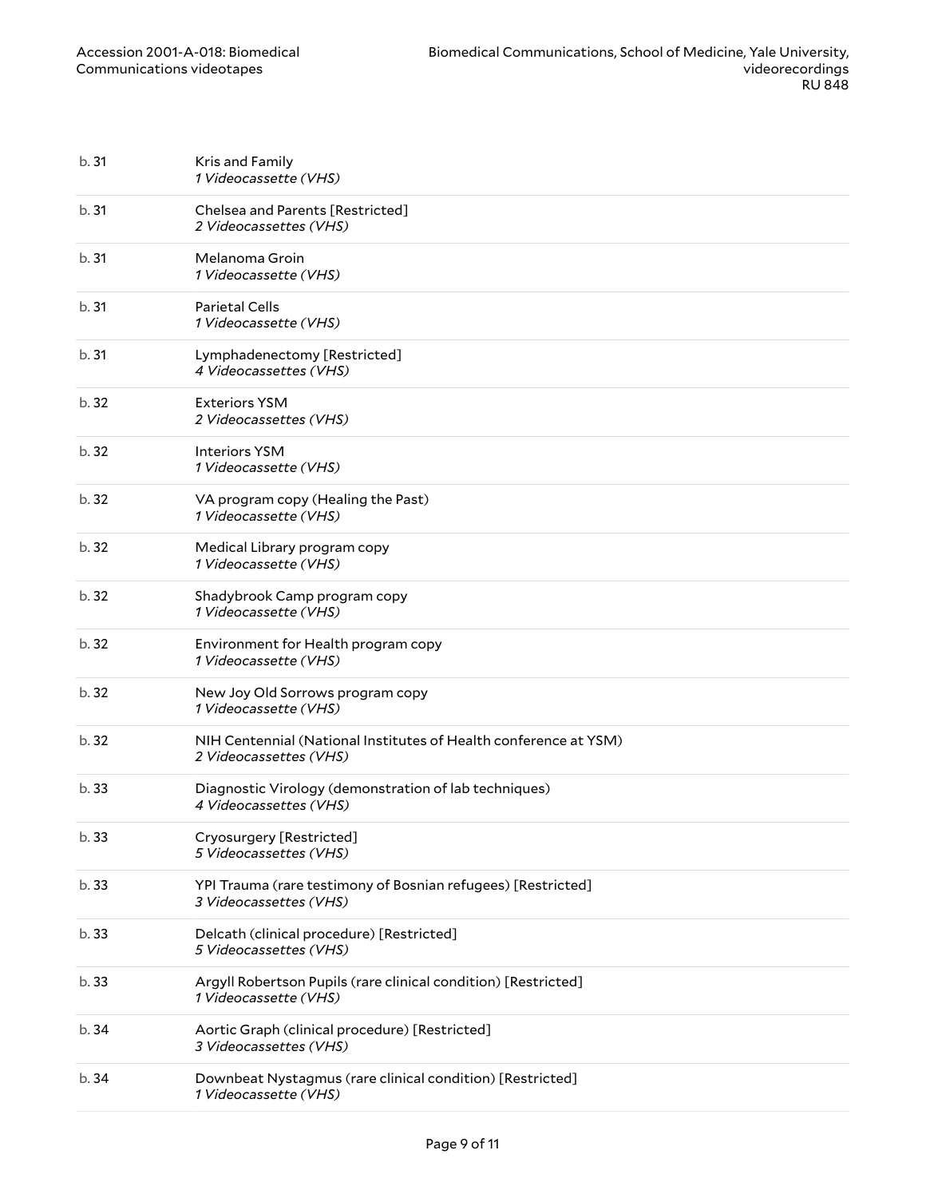| | |
|---|---|
| b. 31 | Kris and Family<br>*1 Videocassette (VHS)* |
| b. 31 | Chelsea and Parents [Restricted]<br>*2 Videocassettes (VHS)* |
| b. 31 | Melanoma Groin<br>*1 Videocassette (VHS)* |
| b. 31 | Parietal Cells<br>*1 Videocassette (VHS)* |
| b. 31 | Lymphadenectomy [Restricted]<br>*4 Videocassettes (VHS)* |
| b. 32 | Exteriors YSM<br>*2 Videocassettes (VHS)* |
| b. 32 | Interiors YSM<br>*1 Videocassette (VHS)* |
| b. 32 | VA program copy (Healing the Past)<br>*1 Videocassette (VHS)* |
| b. 32 | Medical Library program copy<br>*1 Videocassette (VHS)* |
| b. 32 | Shadybrook Camp program copy<br>*1 Videocassette (VHS)* |
| b. 32 | Environment for Health program copy<br>*1 Videocassette (VHS)* |
| b. 32 | New Joy Old Sorrows program copy<br>*1 Videocassette (VHS)* |
| b. 32 | NIH Centennial (National Institutes of Health conference at YSM)<br>*2 Videocassettes (VHS)* |
| b. 33 | Diagnostic Virology (demonstration of lab techniques)<br>*4 Videocassettes (VHS)* |
| b. 33 | Cryosurgery [Restricted]<br>*5 Videocassettes (VHS)* |
| b. 33 | YPI Trauma (rare testimony of Bosnian refugees) [Restricted]<br>*3 Videocassettes (VHS)* |
| b. 33 | Delcath (clinical procedure) [Restricted]<br>*5 Videocassettes (VHS)* |
| b. 33 | Argyll Robertson Pupils (rare clinical condition) [Restricted]<br>*1 Videocassette (VHS)* |
| b. 34 | Aortic Graph (clinical procedure) [Restricted]<br>*3 Videocassettes (VHS)* |
| b. 34 | Downbeat Nystagmus (rare clinical condition) [Restricted]<br>*1 Videocassette (VHS)* |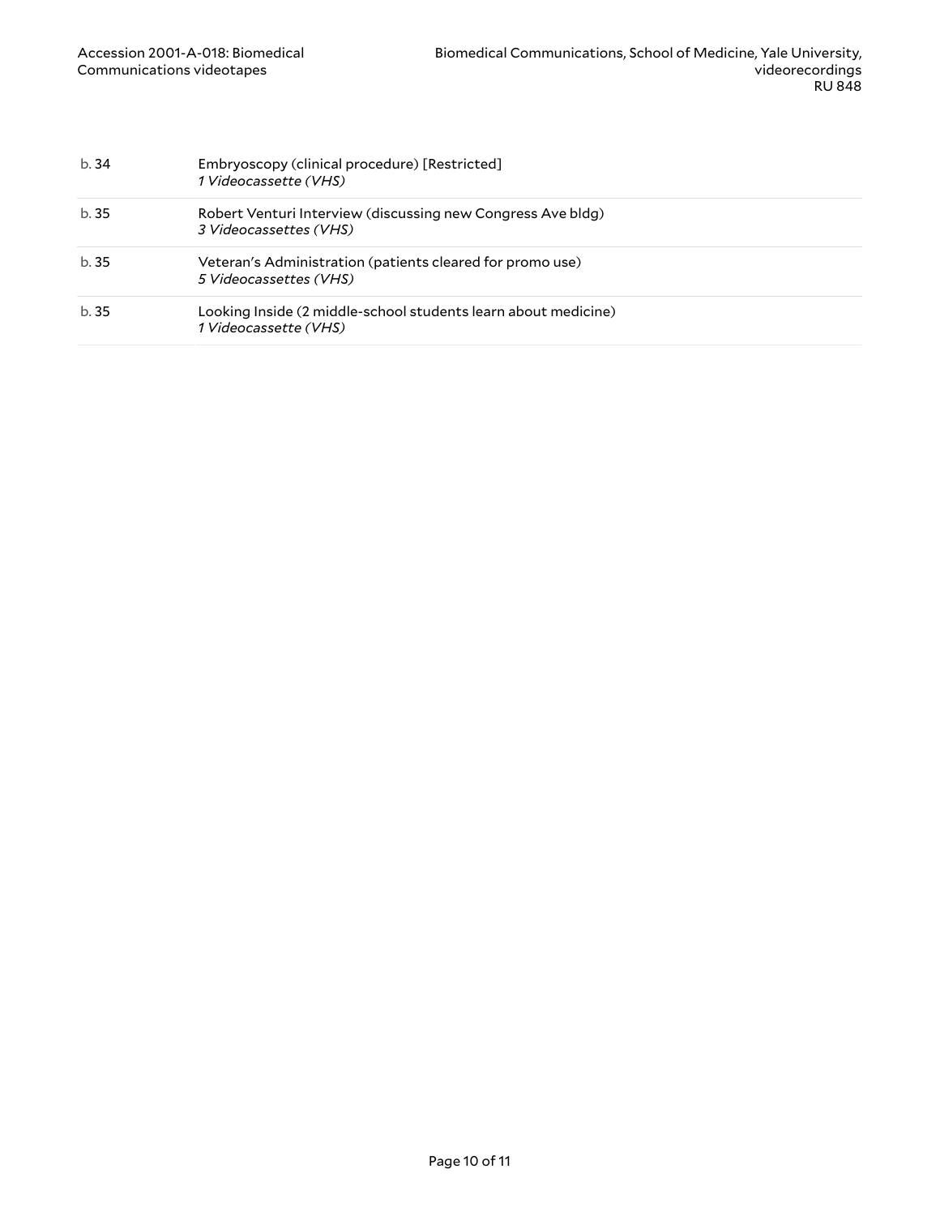| | |
|---|---|
| b. 34 | Embryoscopy (clinical procedure) [Restricted]<br>*1 Videocassette (VHS)* |
| b. 35 | Robert Venturi Interview (discussing new Congress Ave bldg)<br>*3 Videocassettes (VHS)* |
| b. 35 | Veteran's Administration (patients cleared for promo use)<br>*5 Videocassettes (VHS)* |
| b. 35 | Looking Inside (2 middle-school students learn about medicine)<br>*1 Videocassette (VHS)* |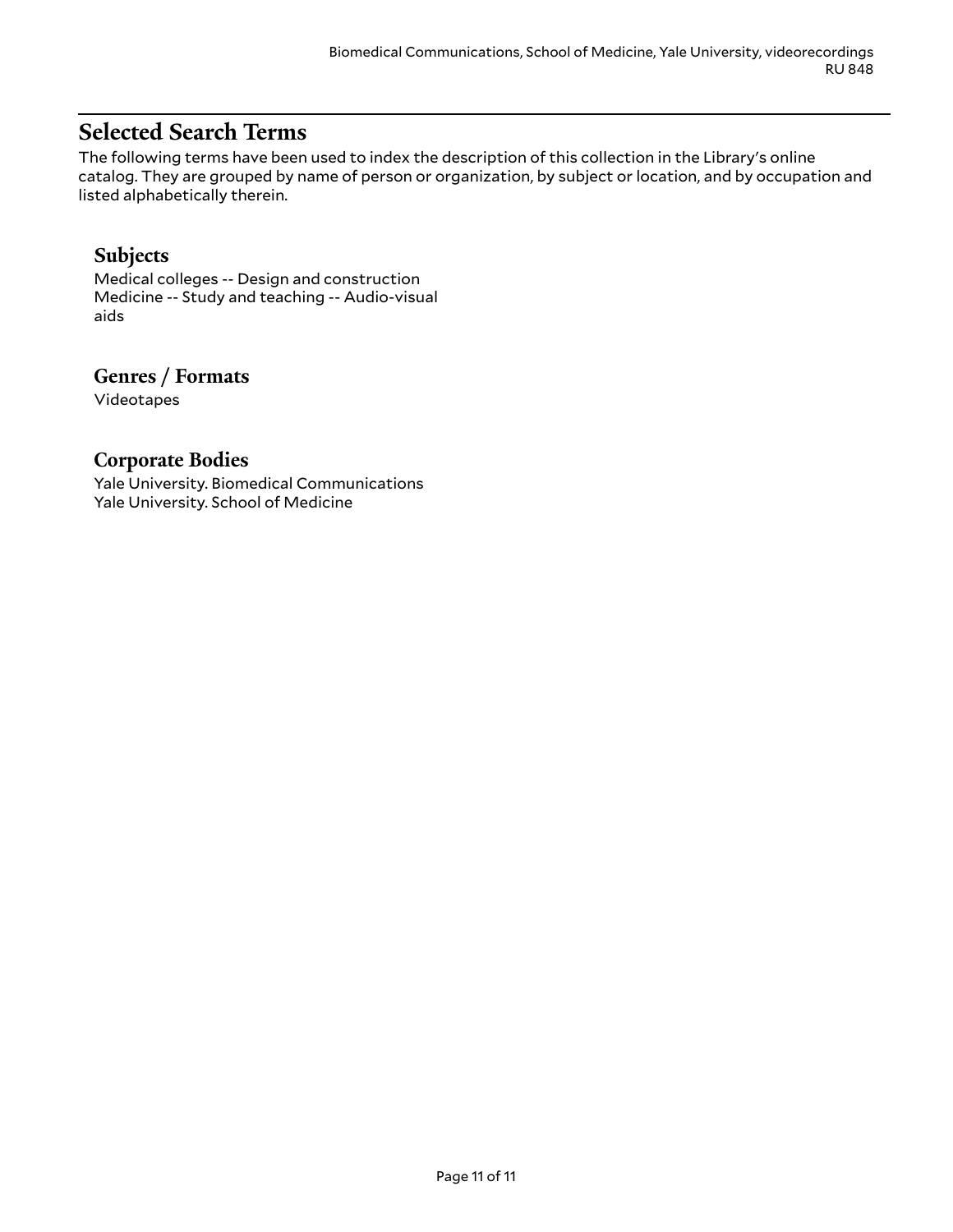## Selected Search Terms

The following terms have been used to index the description of this collection in the Library's online catalog. They are grouped by name of person or organization, by subject or location, and by occupation and listed alphabetically therein.

### Subjects

Medical colleges -- Design and construction
Medicine -- Study and teaching -- Audio-visual aids

### Genres / Formats

Videotapes

### Corporate Bodies

Yale University. Biomedical Communications
Yale University. School of Medicine